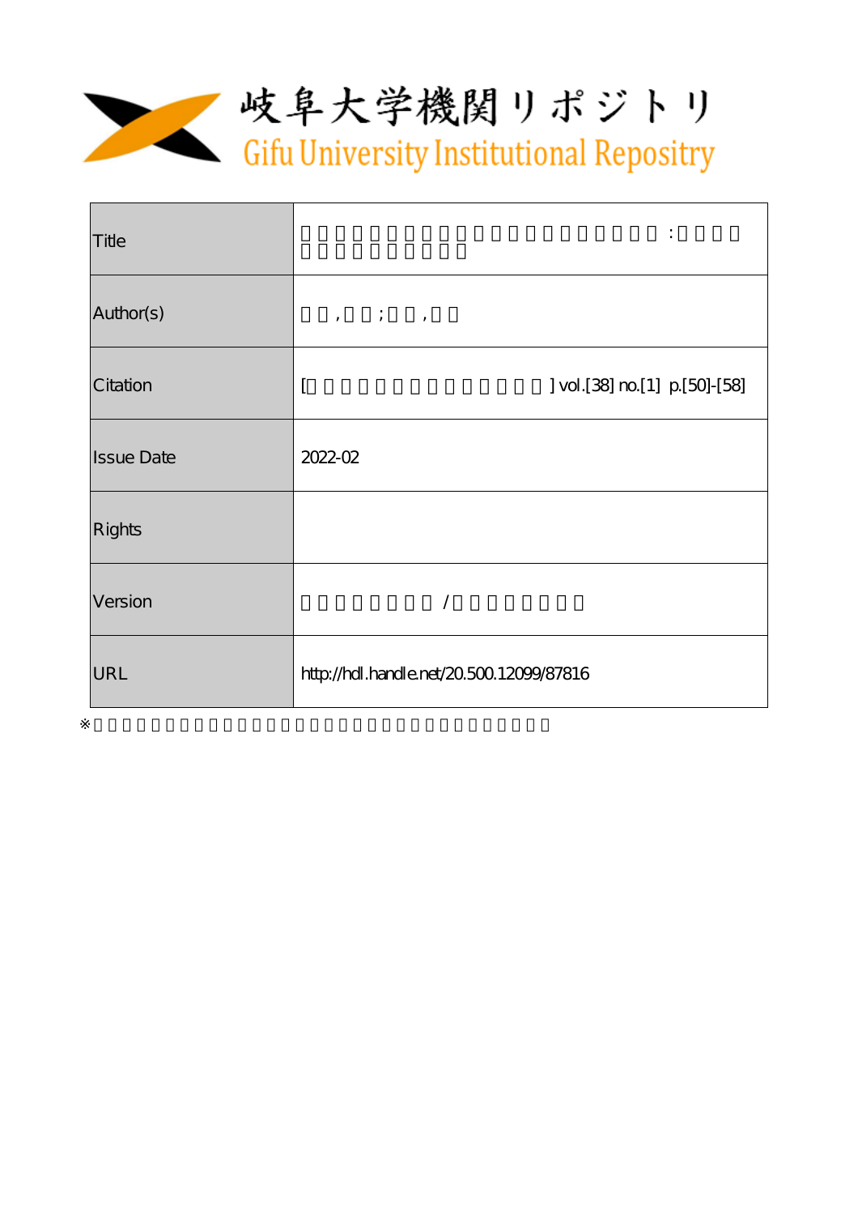# 岐阜大学機関リポジトリ
Gifu University Institutional Repository

| | |
|---|---|
| Title | : |
| Author(s) | , ; , |
| Citation | [ ] vol.[38] no.[1] p.[50]-[58] |
| Issue Date | 2022-02 |
| Rights | |
| Version | / |
| URL | http://hdl.handle.net/20.500.12099/87816 |

※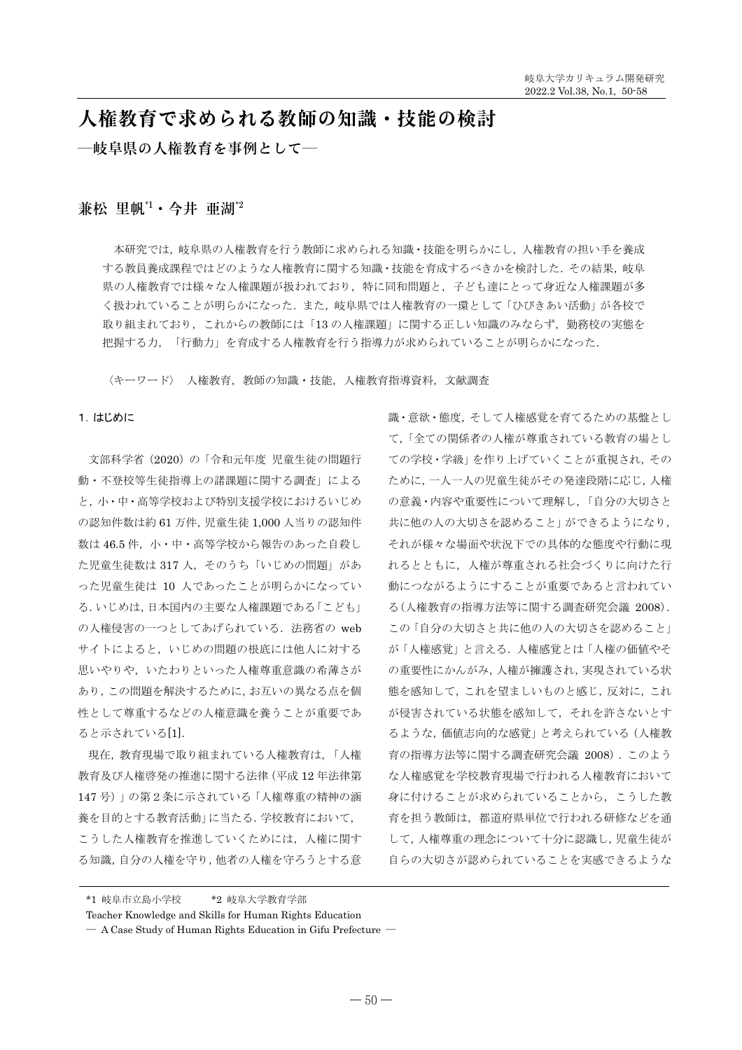# 人権教育で求められる教師の知識・技能の検討

## ―岐阜県の人権教育を事例として―

**兼松 里帆[*1]・今井 亜湖[*2]**

本研究では，岐阜県の人権教育を行う教師に求められる知識・技能を明らかにし，人権教育の担い手を養成する教員養成課程ではどのような人権教育に関する知識・技能を育成するべきかを検討した．その結果，岐阜県の人権教育では様々な人権課題が扱われており，特に同和問題と，子ども達にとって身近な人権課題が多く扱われていることが明らかになった．また，岐阜県では人権教育の一環として「ひびきあい活動」が各校で取り組まれており，これからの教師には「13 の人権課題」に関する正しい知識のみならず，勤務校の実態を把握する力，「行動力」を育成する人権教育を行う指導力が求められていることが明らかになった．

〈キーワード〉 人権教育，教師の知識・技能，人権教育指導資料，文献調査

## 1．はじめに

文部科学省（2020）の「令和元年度 児童生徒の問題行動・不登校等生徒指導上の諸課題に関する調査」によると，小・中・高等学校および特別支援学校におけるいじめの認知件数は約 61 万件，児童生徒 1,000 人当りの認知件数は 46.5 件，小・中・高等学校から報告のあった自殺した児童生徒数は 317 人，そのうち「いじめの問題」があった児童生徒は 10 人であったことが明らかになっている．いじめは，日本国内の主要な人権課題である「こども」の人権侵害の一つとしてあげられている．法務省の web サイトによると，いじめの問題の根底には他人に対する思いやりや，いたわりといった人権尊重意識の希薄さがあり，この問題を解決するために，お互いの異なる点を個性として尊重するなどの人権意識を養うことが重要であると示されている[1].

現在，教育現場で取り組まれている人権教育は，「人権教育及び人権啓発の推進に関する法律（平成 12 年法律第 147 号）」の第 2 条に示されている「人権尊重の精神の涵養を目的とする教育活動」に当たる．学校教育において，こうした人権教育を推進していくためには，人権に関する知識，自分の人権を守り，他者の人権を守ろうとする意識・意欲・態度，そして人権感覚を育てるための基盤として，「全ての関係者の人権が尊重されている教育の場としての学校・学級」を作り上げていくことが重視され，そのために，一人一人の児童生徒がその発達段階に応じ，人権の意義・内容や重要性について理解し，「自分の大切さと共に他の人の大切さを認めること」ができるようになり，それが様々な場面や状況下での具体的な態度や行動に現れるとともに，人権が尊重される社会づくりに向けた行動につながるようにすることが重要であると言われている（人権教育の指導方法等に関する調査研究会議 2008）．この「自分の大切さと共に他の人の大切さを認めること」が「人権感覚」と言える．人権感覚とは「人権の価値やその重要性にかんがみ，人権が擁護され，実現されている状態を感知して，これを望ましいものと感じ，反対に，これが侵害されている状態を感知して，それを許さないとするような，価値志向的な感覚」と考えられている（人権教育の指導方法等に関する調査研究会議 2008）．このような人権感覚を学校教育現場で行われる人権教育において身に付けることが求められていることから，こうした教育を担う教師は，都道府県単位で行われる研修などを通して，人権尊重の理念について十分に認識し，児童生徒が自らの大切さが認められていることを実感できるような

---

*1 岐阜市立島小学校　　*2 岐阜大学教育学部

Teacher Knowledge and Skills for Human Rights Education

― A Case Study of Human Rights Education in Gifu Prefecture ―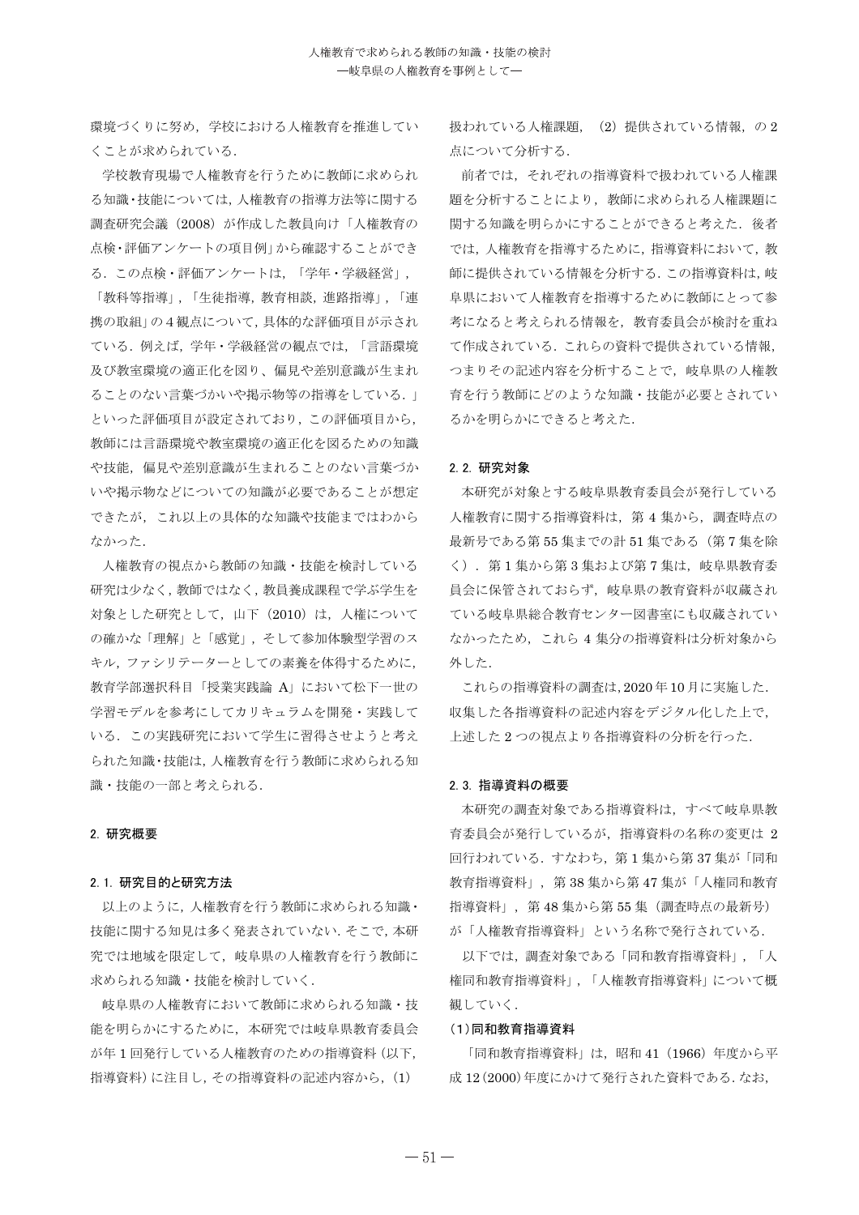環境づくりに努め，学校における人権教育を推進していくことが求められている．

学校教育現場で人権教育を行うために教師に求められる知識･技能については，人権教育の指導方法等に関する調査研究会議（2008）が作成した教員向け「人権教育の点検･評価アンケートの項目例」から確認することができる．この点検・評価アンケートは，「学年・学級経営」，「教科等指導」，「生徒指導，教育相談，進路指導」，「連携の取組」の 4 観点について，具体的な評価項目が示されている．例えば，学年・学級経営の観点では，「言語環境及び教室環境の適正化を図り、偏見や差別意識が生まれることのない言葉づかいや掲示物等の指導をしている．」といった評価項目が設定されており，この評価項目から，教師には言語環境や教室環境の適正化を図るための知識や技能，偏見や差別意識が生まれることのない言葉づかいや掲示物などについての知識が必要であることが想定できたが，これ以上の具体的な知識や技能まではわからなかった．

人権教育の視点から教師の知識・技能を検討している研究は少なく，教師ではなく，教員養成課程で学ぶ学生を対象とした研究として，山下（2010）は，人権についての確かな「理解」と「感覚」，そして参加体験型学習のスキル，ファシリテーターとしての素養を体得するために，教育学部選択科目「授業実践論 A」において松下一世の学習モデルを参考にしてカリキュラムを開発・実践している．この実践研究において学生に習得させようと考えられた知識･技能は，人権教育を行う教師に求められる知識・技能の一部と考えられる．

## 2. 研究概要

### 2. 1. 研究目的と研究方法

以上のように，人権教育を行う教師に求められる知識・技能に関する知見は多く発表されていない．そこで，本研究では地域を限定して，岐阜県の人権教育を行う教師に求められる知識・技能を検討していく．

岐阜県の人権教育において教師に求められる知識・技能を明らかにするために，本研究では岐阜県教育委員会が年 1 回発行している人権教育のための指導資料（以下，指導資料）に注目し，その指導資料の記述内容から，(1) 扱われている人権課題，(2) 提供されている情報，の 2 点について分析する．

前者では，それぞれの指導資料で扱われている人権課題を分析することにより，教師に求められる人権課題に関する知識を明らかにすることができると考えた．後者では，人権教育を指導するために，指導資料において，教師に提供されている情報を分析する．この指導資料は，岐阜県において人権教育を指導するために教師にとって参考になると考えられる情報を，教育委員会が検討を重ねて作成されている．これらの資料で提供されている情報，つまりその記述内容を分析することで，岐阜県の人権教育を行う教師にどのような知識・技能が必要とされているかを明らかにできると考えた．

### 2. 2. 研究対象

本研究が対象とする岐阜県教育委員会が発行している人権教育に関する指導資料は，第 4 集から，調査時点の最新号である第 55 集までの計 51 集である（第 7 集を除く）．第 1 集から第 3 集および第 7 集は，岐阜県教育委員会に保管されておらず，岐阜県の教育資料が収蔵されている岐阜県総合教育センター図書室にも収蔵されていなかったため，これら 4 集分の指導資料は分析対象から外した．

これらの指導資料の調査は，2020 年 10 月に実施した．収集した各指導資料の記述内容をデジタル化した上で，上述した 2 つの視点より各指導資料の分析を行った．

### 2. 3. 指導資料の概要

本研究の調査対象である指導資料は，すべて岐阜県教育委員会が発行しているが，指導資料の名称の変更は 2 回行われている．すなわち，第 1 集から第 37 集が「同和教育指導資料」，第 38 集から第 47 集が「人権同和教育指導資料」，第 48 集から第 55 集（調査時点の最新号）が「人権教育指導資料」という名称で発行されている．

以下では，調査対象である「同和教育指導資料」，「人権同和教育指導資料」，「人権教育指導資料」について概観していく．

#### (1)同和教育指導資料

「同和教育指導資料」は，昭和 41（1966）年度から平成 12（2000）年度にかけて発行された資料である．なお，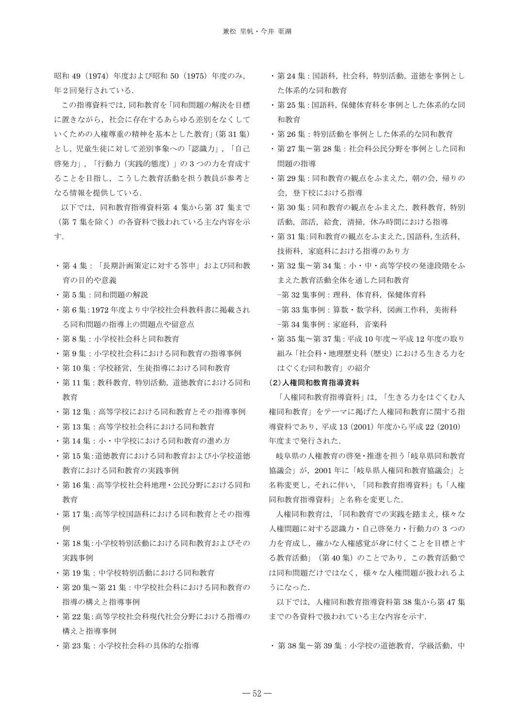昭和 49（1974）年度および昭和 50（1975）年度のみ，年２回発行されている．

この指導資料では，同和教育を「同和問題の解決を目標に置きながら，社会に存在するあらゆる差別をなくしていくための人権尊重の精神を基本とした教育」（第 31 集）とし，児童生徒に対して差別事象への「認識力」，「自己啓発力」，「行動力（実践的態度）」の 3 つの力を育成することを目指し，こうした教育活動を担う教員が参考となる情報を提供している．

以下では，同和教育指導資料第 4 集から第 37 集まで（第 7 集を除く）の各資料で扱われている主な内容を示す．

- 第 4 集：「長期計画策定に対する答申」および同和教育の目的や意義
- 第 5 集：同和問題の解説
- 第 6 集：1972 年度より中学校社会科教科書に掲載される同和問題の指導上の問題点や留意点
- 第 8 集：小学校社会科と同和教育
- 第 9 集：小学校社会科における同和教育の指導事例
- 第 10 集：学校経営，生徒指導における同和教育
- 第 11 集：教科教育，特別活動，道徳教育における同和教育
- 第 12 集：高等学校における同和教育とその指導事例
- 第 13 集：高等学校社会科における同和教育
- 第 14 集：小・中学校における同和教育の進め方
- 第 15 集：道徳教育における同和教育および小学校道徳教育における同和教育の実践事例
- 第 16 集：高等学校社会科地理・公民分野における同和教育
- 第 17 集：高等学校国語科における同和教育とその指導例
- 第 18 集：小学校特別活動における同和教育およびその実践事例
- 第 19 集：中学校特別活動における同和教育
- 第 20 集〜第 21 集：中学校社会科における同和教育の指導の構えと指導事例
- 第 22 集：高等学校社会科現代社会分野における指導の構えと指導事例
- 第 23 集：小学校社会科の具体的な指導
- 第 24 集：国語科，社会科，特別活動，道徳を事例とした体系的な同和教育
- 第 25 集：国語科，保健体育科を事例とした体系的な同和教育
- 第 26 集：特別活動を事例とした体系的な同和教育
- 第 27 集〜第 28 集：社会科公民分野を事例とした同和問題の指導
- 第 29 集：同和教育の観点をふまえた，朝の会，帰りの会，登下校における指導
- 第 30 集：同和教育の観点をふまえた，教科教育，特別活動，部活，給食，清掃，休み時間における指導
- 第 31 集：同和教育の観点をふまえた，国語科，生活科，技術科，家庭科における指導のあり方
- 第 32 集〜第 34 集：小・中・高等学校の発達段階をふまえた教育活動全体を通した同和教育
  - 第 32 集事例：理科，体育科，保健体育科
  - 第 33 集事例：算数・数学科，図画工作科，美術科
  - 第 34 集事例：家庭科，音楽科
- 第 35 集〜第 37 集：平成 10 年度〜平成 12 年度の取り組み「社会科・地理歴史科（歴史）における生きる力をはぐくむ同和教育」の紹介

**(2) 人権同和教育指導資料**

「人権同和教育指導資料」は，「生きる力をはぐくむ人権同和教育」をテーマに掲げた人権同和教育に関する指導資料であり，平成 13（2001）年度から平成 22（2010）年度まで発行された．

岐阜県の人権教育の啓発・推進を担う「岐阜県同和教育協議会」が，2001 年に「岐阜県人権同和教育協議会」と名称変更し，それに伴い，「同和教育指導資料」も「人権同和教育指導資料」と名称を変更した．

人権同和教育は，「同和教育での実践を踏まえ，様々な人権問題に対する認識力・自己啓発力・行動力の 3 つの力を育成し，確かな人権感覚が身に付くことを目標とする教育活動」（第 40 集）のことであり，この教育活動では同和問題だけではなく，様々な人権問題が扱われるようになった．

以下では，人権同和教育指導資料第 38 集から第 47 集までの各資料で扱われている主な内容を示す．

- 第 38 集〜第 39 集：小学校の道徳教育，学級活動，中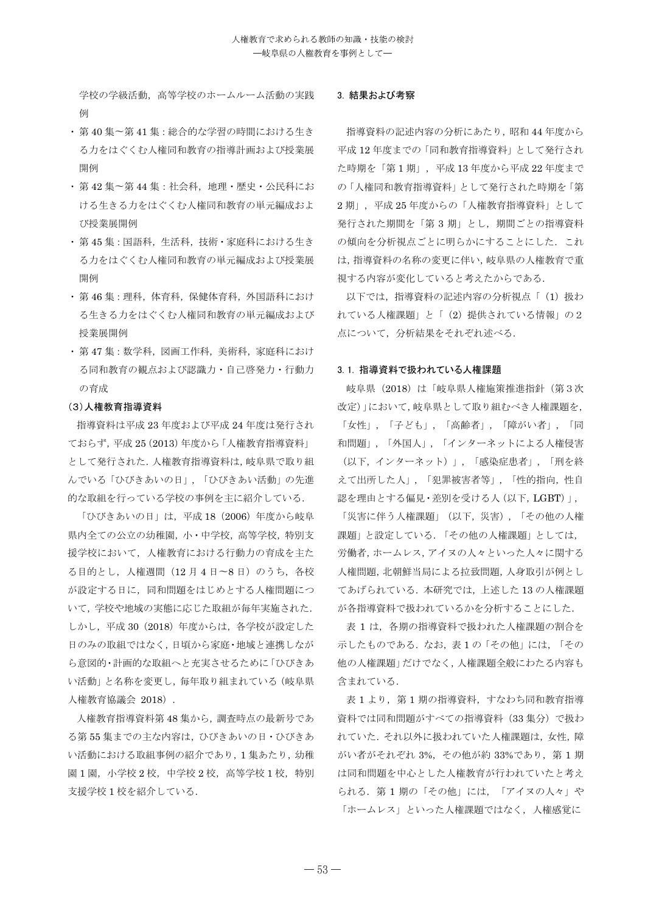学校の学級活動，高等学校のホームルーム活動の実践例

- 第 40 集～第 41 集：総合的な学習の時間における生きる力をはぐくむ人権同和教育の指導計画および授業展開例
- 第 42 集～第 44 集：社会科，地理・歴史・公民科における生きる力をはぐくむ人権同和教育の単元編成および授業展開例
- 第 45 集：国語科，生活科，技術・家庭科における生きる力をはぐくむ人権同和教育の単元編成および授業展開例
- 第 46 集：理科，体育科，保健体育科，外国語科における生きる力をはぐくむ人権同和教育の単元編成および授業展開例
- 第 47 集：数学科，図画工作科，美術科，家庭科における同和教育の観点および認識力・自己啓発力・行動力の育成

**(3)人権教育指導資料**

指導資料は平成 23 年度および平成 24 年度は発行されておらず，平成 25 (2013) 年度から「人権教育指導資料」として発行された．人権教育指導資料は，岐阜県で取り組んでいる「ひびきあいの日」，「ひびきあい活動」の先進的な取組を行っている学校の事例を主に紹介している．

「ひびきあいの日」は，平成 18（2006）年度から岐阜県内全ての公立の幼稚園，小・中学校，高等学校，特別支援学校において，人権教育における行動力の育成を主たる目的とし，人権週間（12 月 4 日～8 日）のうち，各校が設定する日に，同和問題をはじめとする人権問題について，学校や地域の実態に応じた取組が毎年実施された．しかし，平成 30（2018）年度からは，各学校が設定した日のみの取組ではなく，日頃から家庭・地域と連携しながら意図的・計画的な取組へと充実させるために「ひびきあい活動」と名称を変更し，毎年取り組まれている（岐阜県人権教育協議会 2018）．

人権教育指導資料第 48 集から，調査時点の最新号である第 55 集までの主な内容は，ひびきあいの日・ひびきあい活動における取組事例の紹介であり，1 集あたり，幼稚園 1 園，小学校 2 校，中学校 2 校，高等学校 1 校，特別支援学校 1 校を紹介している．

## 3. 結果および考察

指導資料の記述内容の分析にあたり，昭和 44 年度から平成 12 年度までの「同和教育指導資料」として発行された時期を「第 1 期」，平成 13 年度から平成 22 年度までの「人権同和教育指導資料」として発行された時期を「第 2 期」，平成 25 年度からの「人権教育指導資料」として発行された期間を「第 3 期」とし，期間ごとの指導資料の傾向を分析視点ごとに明らかにすることにした．これは，指導資料の名称の変更に伴い，岐阜県の人権教育で重視する内容が変化していると考えたからである．

以下では，指導資料の記述内容の分析視点「（1）扱われている人権課題」と「（2）提供されている情報」の 2 点について，分析結果をそれぞれ述べる．

### 3. 1. 指導資料で扱われている人権課題

岐阜県（2018）は「岐阜県人権施策推進指針（第 3 次改定）」において，岐阜県として取り組むべき人権課題を，「女性」，「子ども」，「高齢者」，「障がい者」，「同和問題」，「外国人」，「インターネットによる人権侵害（以下，インターネット）」，「感染症患者」，「刑を終えて出所した人」，「犯罪被害者等」，「性的指向，性自認を理由とする偏見・差別を受ける人（以下，LGBT）」，「災害に伴う人権課題」（以下，災害），「その他の人権課題」と設定している．「その他の人権課題」としては，労働者，ホームレス，アイヌの人々といった人々に関する人権問題，北朝鮮当局による拉致問題，人身取引が例としてあげられている．本研究では，上述した 13 の人権課題が各指導資料で扱われているかを分析することにした．

表 1 は，各期の指導資料で扱われた人権課題の割合を示したものである．なお，表 1 の「その他」には，「その他の人権課題」だけでなく，人権課題全般にわたる内容も含まれている．

表 1 より，第 1 期の指導資料，すなわち同和教育指導資料では同和問題がすべての指導資料（33 集分）で扱われていた．それ以外に扱われていた人権課題は，女性，障がい者がそれぞれ 3%，その他が約 33%であり，第 1 期は同和問題を中心とした人権教育が行われていたと考えられる．第 1 期の「その他」には，「アイヌの人々」や「ホームレス」といった人権課題ではなく，人権感覚に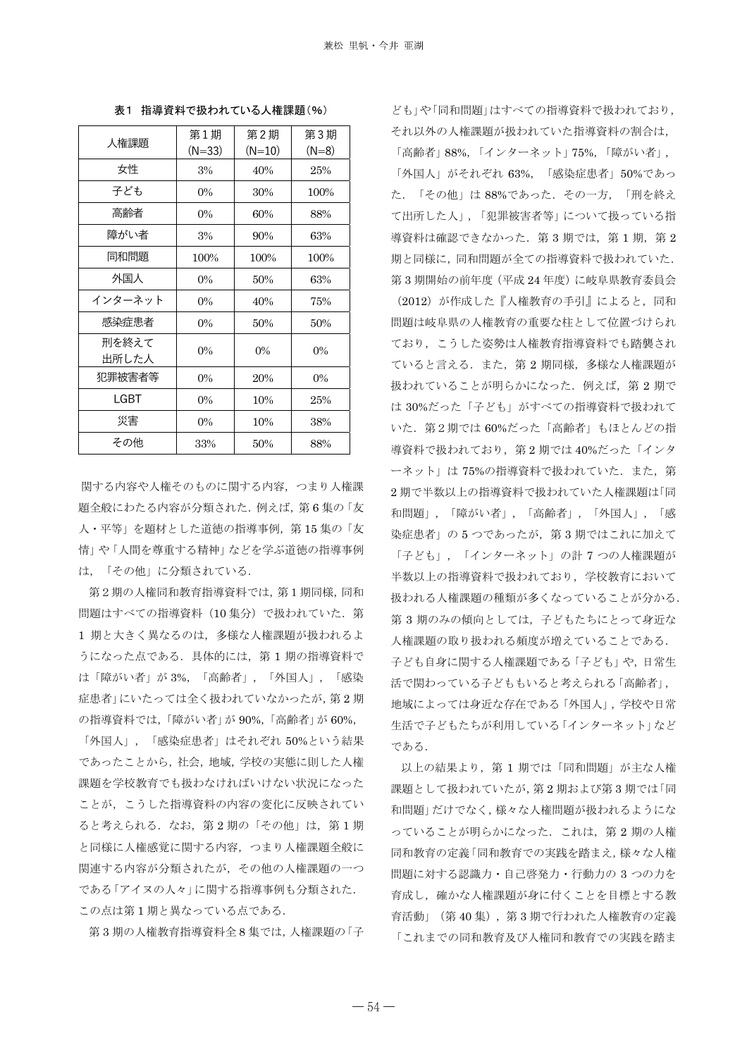表1　指導資料で扱われている人権課題（%）

| 人権課題 | 第1期 (N=33) | 第2期 (N=10) | 第3期 (N=8) |
|---|---|---|---|
| 女性 | 3% | 40% | 25% |
| 子ども | 0% | 30% | 100% |
| 高齢者 | 0% | 60% | 88% |
| 障がい者 | 3% | 90% | 63% |
| 同和問題 | 100% | 100% | 100% |
| 外国人 | 0% | 50% | 63% |
| インターネット | 0% | 40% | 75% |
| 感染症患者 | 0% | 50% | 50% |
| 刑を終えて出所した人 | 0% | 0% | 0% |
| 犯罪被害者等 | 0% | 20% | 0% |
| LGBT | 0% | 10% | 25% |
| 災害 | 0% | 10% | 38% |
| その他 | 33% | 50% | 88% |

関する内容や人権そのものに関する内容，つまり人権課題全般にわたる内容が分類された．例えば，第6集の「友人・平等」を題材とした道徳の指導事例，第15集の「友情」や「人間を尊重する精神」などを学ぶ道徳の指導事例は，「その他」に分類されている．

第2期の人権同和教育指導資料では，第1期同様，同和問題はすべての指導資料（10集分）で扱われていた．第1期と大きく異なるのは，多様な人権課題が扱われるようになった点である．具体的には，第1期の指導資料では「障がい者」が3%，「高齢者」，「外国人」，「感染症患者」にいたっては全く扱われていなかったが，第2期の指導資料では，「障がい者」が90%，「高齢者」が60%，「外国人」，「感染症患者」はそれぞれ50%という結果であったことから，社会，地域，学校の実態に則した人権課題を学校教育でも扱わなければいけない状況になったことが，こうした指導資料の内容の変化に反映されていると考えられる．なお，第2期の「その他」は，第1期と同様に人権感覚に関する内容，つまり人権課題全般に関連する内容が分類されたが，その他の人権課題の一つである「アイヌの人々」に関する指導事例も分類された．この点は第1期と異なっている点である．

第3期の人権教育指導資料全8集では，人権課題の「子ども」や「同和問題」はすべての指導資料で扱われており，それ以外の人権課題が扱われていた指導資料の割合は，「高齢者」88%，「インターネット」75%，「障がい者」，「外国人」がそれぞれ63%，「感染症患者」50%であった．「その他」は88%であった．その一方，「刑を終えて出所した人」，「犯罪被害者等」について扱っている指導資料は確認できなかった．第3期では，第1期，第2期と同様に，同和問題が全ての指導資料で扱われていた．第3期開始の前年度（平成24年度）に岐阜県教育委員会（2012）が作成した『人権教育の手引』によると，同和問題は岐阜県の人権教育の重要な柱として位置づけられており，こうした姿勢は人権教育指導資料でも踏襲されていると言える．また，第2期同様，多様な人権課題が扱われていることが明らかになった．例えば，第2期では30%だった「子ども」がすべての指導資料で扱われていた．第2期では60%だった「高齢者」もほとんどの指導資料で扱われており，第2期では40%だった「インターネット」は75%の指導資料で扱われていた．また，第2期で半数以上の指導資料で扱われていた人権課題は「同和問題」，「障がい者」，「高齢者」，「外国人」，「感染症患者」の5つであったが，第3期ではこれに加えて「子ども」，「インターネット」の計7つの人権課題が半数以上の指導資料で扱われており，学校教育において扱われる人権課題の種類が多くなっていることが分かる．第3期のみの傾向としては，子どもたちにとって身近な人権課題の取り扱われる頻度が増えていることである．子ども自身に関する人権課題である「子ども」や，日常生活で関わっている子どももいると考えられる「高齢者」，地域によっては身近な存在である「外国人」，学校や日常生活で子どもたちが利用している「インターネット」などである．

以上の結果より，第1期では「同和問題」が主な人権課題として扱われていたが，第2期および第3期では「同和問題」だけでなく，様々な人権問題が扱われるようになっていることが明らかになった．これは，第2期の人権同和教育の定義「同和教育での実践を踏まえ，様々な人権問題に対する認識力・自己啓発力・行動力の3つの力を育成し，確かな人権課題が身に付くことを目標とする教育活動」（第40集），第3期で行われた人権教育の定義「これまでの同和教育及び人権同和教育での実践を踏ま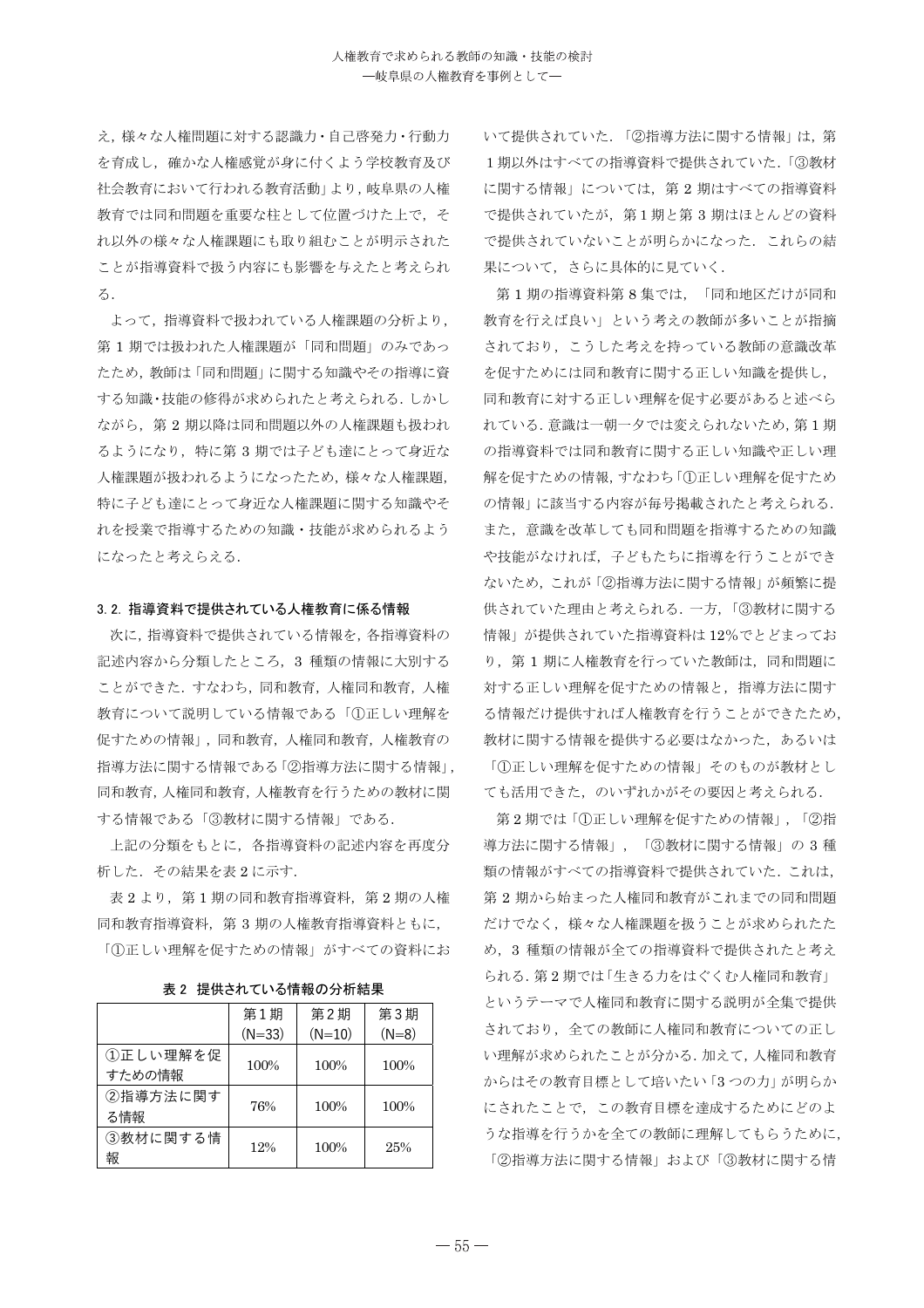え，様々な人権問題に対する認識力・自己啓発力・行動力を育成し，確かな人権感覚が身に付くよう学校教育及び社会教育において行われる教育活動」より，岐阜県の人権教育では同和問題を重要な柱として位置づけた上で，それ以外の様々な人権課題にも取り組むことが明示されたことが指導資料で扱う内容にも影響を与えたと考えられる．

よって，指導資料で扱われている人権課題の分析より，第 1 期では扱われた人権課題が「同和問題」のみであったため，教師は「同和問題」に関する知識やその指導に資する知識・技能の修得が求められたと考えられる．しかしながら，第 2 期以降は同和問題以外の人権課題も扱われるようになり，特に第 3 期では子ども達にとって身近な人権課題が扱われるようになったため，様々な人権課題，特に子ども達にとって身近な人権課題に関する知識やそれを授業で指導するための知識・技能が求められるようになったと考えらえる．

### 3. 2. 指導資料で提供されている人権教育に係る情報

次に，指導資料で提供されている情報を，各指導資料の記述内容から分類したところ，3 種類の情報に大別することができた．すなわち，同和教育，人権同和教育，人権教育について説明している情報である「①正しい理解を促すための情報」，同和教育，人権同和教育，人権教育の指導方法に関する情報である「②指導方法に関する情報」，同和教育，人権同和教育，人権教育を行うための教材に関する情報である「③教材に関する情報」である．

上記の分類をもとに，各指導資料の記述内容を再度分析した．その結果を表 2 に示す．

表 2 より，第 1 期の同和教育指導資料，第 2 期の人権同和教育指導資料，第 3 期の人権教育指導資料ともに，「①正しい理解を促すための情報」がすべての資料において提供されていた．「②指導方法に関する情報」は，第 1 期以外はすべての指導資料で提供されていた．「③教材に関する情報」については，第 2 期はすべての指導資料で提供されていたが，第 1 期と第 3 期はほとんどの資料で提供されていないことが明らかになった．これらの結果について，さらに具体的に見ていく．

**表 2 提供されている情報の分析結果**

| | 第 1 期 (N=33) | 第 2 期 (N=10) | 第 3 期 (N=8) |
|---|---|---|---|
| ①正しい理解を促すための情報 | 100% | 100% | 100% |
| ②指導方法に関する情報 | 76% | 100% | 100% |
| ③教材に関する情報 | 12% | 100% | 25% |

第 1 期の指導資料第 8 集では，「同和地区だけが同和教育を行えば良い」という考えの教師が多いことが指摘されており，こうした考えを持っている教師の意識改革を促すためには同和教育に関する正しい知識を提供し，同和教育に対する正しい理解を促す必要があると述べられている．意識は一朝一夕では変えられないため，第 1 期の指導資料では同和教育に関する正しい知識や正しい理解を促すための情報，すなわち「①正しい理解を促すための情報」に該当する内容が毎号掲載されたと考えられる．また，意識を改革しても同和問題を指導するための知識や技能がなければ，子どもたちに指導を行うことができないため，これが「②指導方法に関する情報」が頻繁に提供されていた理由と考えられる．一方，「③教材に関する情報」が提供されていた指導資料は 12%でとどまっており，第 1 期に人権教育を行っていた教師は，同和問題に対する正しい理解を促すための情報と，指導方法に関する情報だけ提供すれば人権教育を行うことができたため，教材に関する情報を提供する必要はなかった，あるいは「①正しい理解を促すための情報」そのものが教材としても活用できた，のいずれかがその要因と考えられる．

第 2 期では「①正しい理解を促すための情報」，「②指導方法に関する情報」，「③教材に関する情報」の 3 種類の情報がすべての指導資料で提供されていた．これは，第 2 期から始まった人権同和教育がこれまでの同和問題だけでなく，様々な人権課題を扱うことが求められたため，3 種類の情報が全ての指導資料で提供されたと考えられる．第 2 期では「生きる力をはぐくむ人権同和教育」というテーマで人権同和教育に関する説明が全集で提供されており，全ての教師に人権同和教育についての正しい理解が求められたことが分かる．加えて，人権同和教育からはその教育目標として培いたい「3 つの力」が明らかにされたことで，この教育目標を達成するためにどのような指導を行うかを全ての教師に理解してもらうために，「②指導方法に関する情報」および「③教材に関する情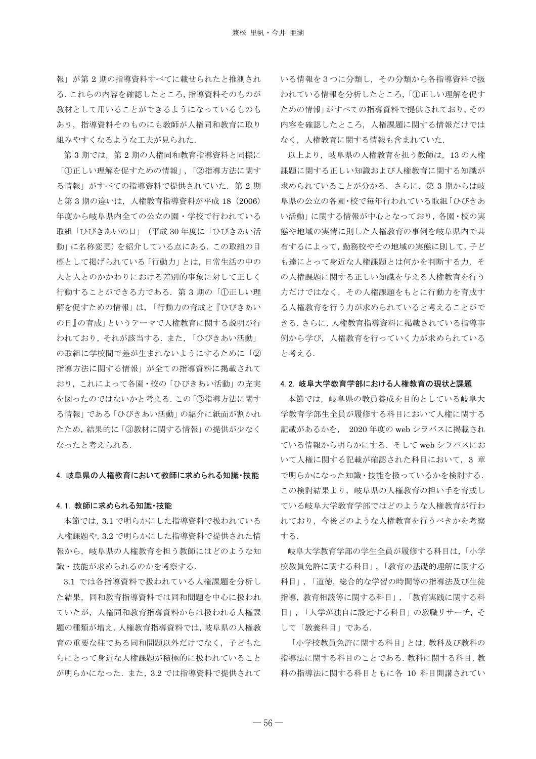報」が第 2 期の指導資料すべてに載せられたと推測される．これらの内容を確認したところ，指導資料そのものが教材として用いることができるようになっているものもあり，指導資料そのものにも教師が人権同和教育に取り組みやすくなるような工夫が見られた．

第 3 期では，第 2 期の人権同和教育指導資料と同様に「①正しい理解を促すための情報」，「②指導方法に関する情報」がすべての指導資料で提供されていた．第 2 期と第 3 期の違いは，人権教育指導資料が平成 18（2006）年度から岐阜県内全ての公立の園・学校で行われている取組「ひびきあいの日」（平成 30 年度に「ひびきあい活動」に名称変更）を紹介している点にある．この取組の目標として掲げられている「行動力」とは，日常生活の中の人と人とのかかわりにおける差別的事象に対して正しく行動することができる力である．第 3 期の「①正しい理解を促すための情報」は，「行動力の育成と『ひびきあいの日』の育成」というテーマで人権教育に関する説明が行われており，それが該当する．また，「ひびきあい活動」の取組に学校間で差が生まれないようにするために「②指導方法に関する情報」が全ての指導資料に掲載されており，これによって各園・校の「ひびきあい活動」の充実を図ったのではないかと考える．この「②指導方法に関する情報」である「ひびきあい活動」の紹介に紙面が割かれたため，結果的に「③教材に関する情報」の提供が少なくなったと考えられる．

## 4. 岐阜県の人権教育において教師に求められる知識・技能

### 4. 1. 教師に求められる知識・技能

本節では，3.1 で明らかにした指導資料で扱われている人権課題や，3.2 で明らかにした指導資料で提供された情報から，岐阜県の人権教育を担う教師にはどのような知識・技能が求められるのかを考察する．

3.1 では各指導資料で扱われている人権課題を分析した結果，同和教育指導資料では同和問題を中心に扱われていたが，人権同和教育指導資料からは扱われる人権課題の種類が増え，人権教育指導資料では，岐阜県の人権教育の重要な柱である同和問題以外だけでなく，子どもたちにとって身近な人権課題が積極的に扱われていることが明らかになった．また，3.2 では指導資料で提供されている情報を 3 つに分類し，その分類から各指導資料で扱われている情報を分析したところ，「①正しい理解を促すための情報」がすべての指導資料で提供されており，その内容を確認したところ，人権課題に関する情報だけではなく，人権教育に関する情報も含まれていた．

以上より，岐阜県の人権教育を担う教師は，13 の人権課題に関する正しい知識および人権教育に関する知識が求められていることが分かる．さらに，第 3 期からは岐阜県の公立の各園・校で毎年行われている取組「ひびきあい活動」に関する情報が中心となっており，各園・校の実態や地域の実情に則した人権教育の事例を岐阜県内で共有するによって，勤務校やその地域の実態に即して，子ども達にとって身近な人権課題とは何かを判断する力，その人権課題に関する正しい知識を与える人権教育を行う力だけではなく，その人権課題をもとに行動力を育成する人権教育を行う力が求められていると考えることができる．さらに，人権教育指導資料に掲載されている指導事例から学び，人権教育を行っていく力が求められていると考える．

### 4. 2. 岐阜大学教育学部における人権教育の現状と課題

本節では，岐阜県の教員養成を目的としている岐阜大学教育学部生全員が履修する科目において人権に関する記載があるかを，2020 年度の web シラバスに掲載されている情報から明らかにする．そして web シラバスにおいて人権に関する記載が確認された科目において，3 章で明らかになった知識・技能を扱っているかを検討する．この検討結果より，岐阜県の人権教育の担い手を育成している岐阜大学教育学部ではどのような人権教育が行われており，今後どのような人権教育を行うべきかを考察する．

岐阜大学教育学部の学生全員が履修する科目は，「小学校教員免許に関する科目」，「教育の基礎的理解に関する科目」，「道徳，総合的な学習の時間等の指導法及び生徒指導，教育相談等に関する科目」，「教育実践に関する科目」，「大学が独自に設定する科目」の教職リサーチ，そして「教養科目」である．

「小学校教員免許に関する科目」とは，教科及び教科の指導法に関する科目のことである．教科に関する科目，教科の指導法に関する科目ともに各 10 科目開講されてい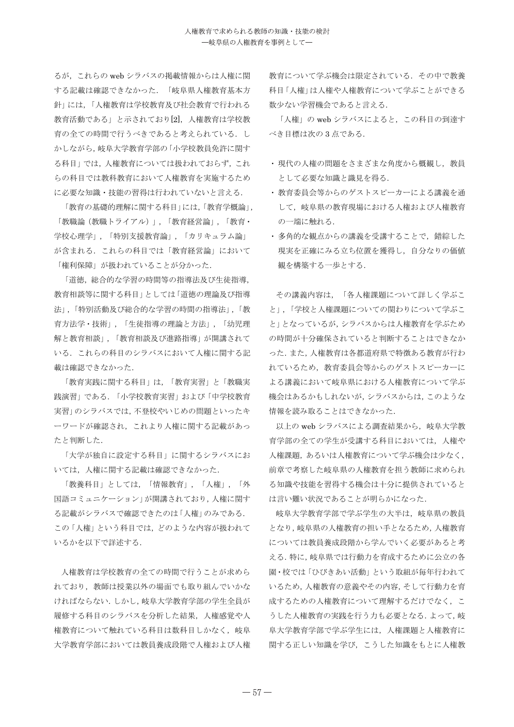るが，これらの web シラバスの掲載情報からは人権に関する記載は確認できなかった．「岐阜県人権教育基本方針」には，「人権教育は学校教育及び社会教育で行われる教育活動である」と示されており[2]，人権教育は学校教育の全ての時間で行うべきであると考えられている．しかしながら，岐阜大学教育学部の「小学校教員免許に関する科目」では，人権教育については扱われておらず，これらの科目では教科教育において人権教育を実施するために必要な知識・技能の習得は行われていないと言える．

「教育の基礎的理解に関する科目」には，「教育学概論」，「教職論（教職トライアル）」，「教育経営論」，「教育・学校心理学」，「特別支援教育論」，「カリキュラム論」が含まれる．これらの科目では「教育経営論」において「権利保障」が扱われていることが分かった．

「道徳，総合的な学習の時間等の指導法及び生徒指導，教育相談等に関する科目」としては「道徳の理論及び指導法」，「特別活動及び総合的な学習の時間の指導法」，「教育方法学・技術」，「生徒指導の理論と方法」，「幼児理解と教育相談」，「教育相談及び進路指導」が開講されている．これらの科目のシラバスにおいて人権に関する記載は確認できなかった．

「教育実践に関する科目」は，「教育実習」と「教職実践演習」である．「小学校教育実習」および「中学校教育実習」のシラバスでは，不登校やいじめの問題といったキーワードが確認され，これより人権に関する記載があったと判断した．

「大学が独自に設定する科目」に関するシラバスにおいては，人権に関する記載は確認できなかった．

「教養科目」としては，「情報教育」，「人権」，「外国語コミュニケーション」が開講されており，人権に関する記載がシラバスで確認できたのは「人権」のみである．この「人権」という科目では，どのような内容が扱われているかを以下で詳述する．

人権教育は学校教育の全ての時間で行うことが求められており，教師は授業以外の場面でも取り組んでいかなければならない．しかし，岐阜大学教育学部の学生全員が履修する科目のシラバスを分析した結果，人権感覚や人権教育について触れている科目は数科目しかなく，岐阜大学教育学部においては教員養成段階で人権および人権教育について学ぶ機会は限定されている．その中で教養科目「人権」は人権や人権教育について学ぶことができる数少ない学習機会であると言える．

「人権」の web シラバスによると，この科目の到達すべき目標は次の 3 点である．

- 現代の人権の問題をさまざまな角度から概観し，教員として必要な知識と識見を得る．
- 教育委員会等からのゲストスピーカーによる講義を通して，岐阜県の教育現場における人権および人権教育の一端に触れる．
- 多角的な観点からの講義を受講することで，錯綜した現実を正確にみる立ち位置を獲得し，自分なりの価値観を構築する一歩とする．

その講義内容は，「各人権課題について詳しく学ぶこと」，「学校と人権課題についての関わりについて学ぶこと」となっているが，シラバスからは人権教育を学ぶための時間が十分確保されていると判断することはできなかった．また，人権教育は各都道府県で特徴ある教育が行われているため，教育委員会等からのゲストスピーカーによる講義において岐阜県における人権教育について学ぶ機会はあるかもしれないが，シラバスからは，このような情報を読み取ることはできなかった．

以上の web シラバスによる調査結果から，岐阜大学教育学部の全ての学生が受講する科目においては，人権や人権課題，あるいは人権教育について学ぶ機会は少なく，前章で考察した岐阜県の人権教育を担う教師に求められる知識や技能を習得する機会は十分に提供されているとは言い難い状況であることが明らかになった．

岐阜大学教育学部で学ぶ学生の大半は，岐阜県の教員となり，岐阜県の人権教育の担い手となるため，人権教育については教員養成段階から学んでいく必要があると考える．特に，岐阜県では行動力を育成するために公立の各園・校では「ひびきあい活動」という取組が毎年行われているため，人権教育の意義やその内容，そして行動力を育成するための人権教育について理解するだけでなく，こうした人権教育の実践を行う力も必要となる．よって，岐阜大学教育学部で学ぶ学生には，人権課題と人権教育に関する正しい知識を学び，こうした知識をもとに人権教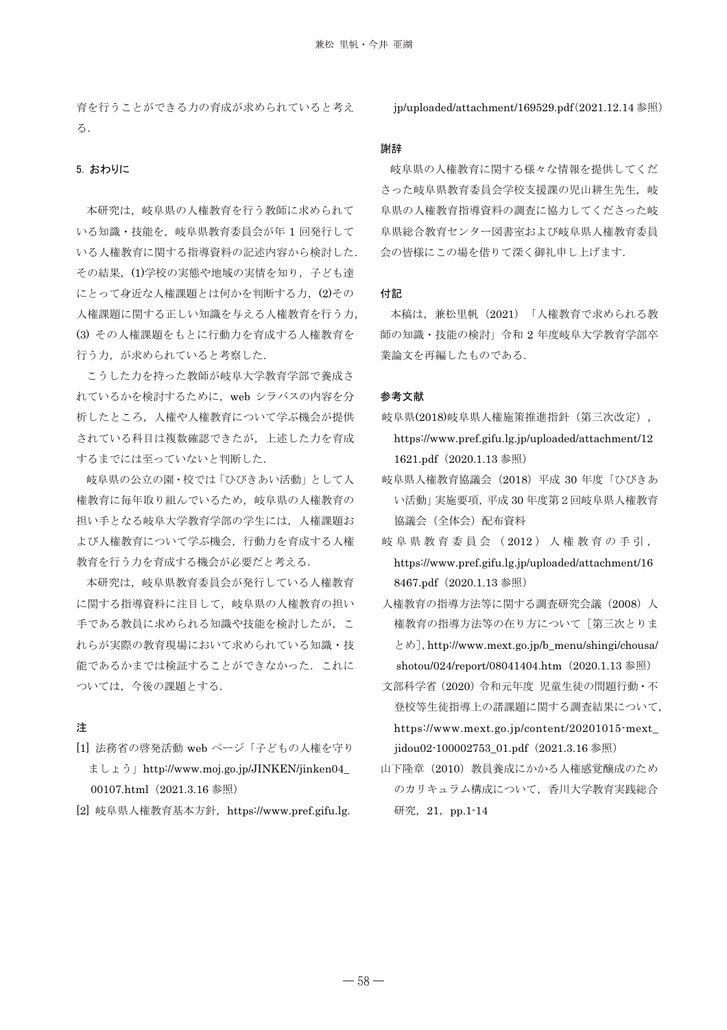育を行うことができる力の育成が求められていると考える．

## 5. おわりに

本研究は，岐阜県の人権教育を行う教師に求められている知識・技能を，岐阜県教育委員会が年 1 回発行している人権教育に関する指導資料の記述内容から検討した．その結果，(1)学校の実態や地域の実情を知り，子ども達にとって身近な人権課題とは何かを判断する力，(2)その人権課題に関する正しい知識を与える人権教育を行う力，(3) その人権課題をもとに行動力を育成する人権教育を行う力，が求められていると考察した．

こうした力を持った教師が岐阜大学教育学部で養成されているかを検討するために，web シラバスの内容を分析したところ，人権や人権教育について学ぶ機会が提供されている科目は複数確認できたが，上述した力を育成するまでには至っていないと判断した．

岐阜県の公立の園・校では「ひびきあい活動」として人権教育に毎年取り組んでいるため，岐阜県の人権教育の担い手となる岐阜大学教育学部の学生には，人権課題および人権教育について学ぶ機会，行動力を育成する人権教育を行う力を育成する機会が必要だと考える．

本研究は，岐阜県教育委員会が発行している人権教育に関する指導資料に注目して，岐阜県の人権教育の担い手である教員に求められる知識や技能を検討したが，これらが実際の教育現場において求められている知識・技能であるかまでは検証することができなかった．これについては，今後の課題とする．

### 注

[1] 法務省の啓発活動 web ページ「子どもの人権を守りましょう」http://www.moj.go.jp/JINKEN/jinken04_00107.html（2021.3.16 参照）

[2] 岐阜県人権教育基本方針，https://www.pref.gifu.lg.jp/uploaded/attachment/169529.pdf（2021.12.14 参照）

### 謝辞

岐阜県の人権教育に関する様々な情報を提供してくださった岐阜県教育委員会学校支援課の児山耕生先生，岐阜県の人権教育指導資料の調査に協力してくださった岐阜県総合教育センター図書室および岐阜県人権教育委員会の皆様にこの場を借りて深く御礼申し上げます．

### 付記

本稿は，兼松里帆（2021）「人権教育で求められる教師の知識・技能の検討」令和 2 年度岐阜大学教育学部卒業論文を再編したものである．

### 参考文献

岐阜県(2018)岐阜県人権施策推進指針（第三次改定），https://www.pref.gifu.lg.jp/uploaded/attachment/121621.pdf（2020.1.13 参照）

岐阜県人権教育協議会（2018）平成 30 年度「ひびきあい活動」実施要項，平成 30 年度第 2 回岐阜県人権教育協議会（全体会）配布資料

岐阜県教育委員会（2012）人権教育の手引，https://www.pref.gifu.lg.jp/uploaded/attachment/168467.pdf（2020.1.13 参照）

人権教育の指導方法等に関する調査研究会議（2008）人権教育の指導方法等の在り方について［第三次とりまとめ］，http://www.mext.go.jp/b_menu/shingi/chousa/shotou/024/report/08041404.htm（2020.1.13 参照）

文部科学省（2020）令和元年度 児童生徒の問題行動・不登校等生徒指導上の諸課題に関する調査結果について，https://www.mext.go.jp/content/20201015-mext_jidou02-100002753_01.pdf（2021.3.16 参照）

山下隆章（2010）教員養成にかかる人権感覚醸成のためのカリキュラム構成について，香川大学教育実践総合研究，21，pp.1-14